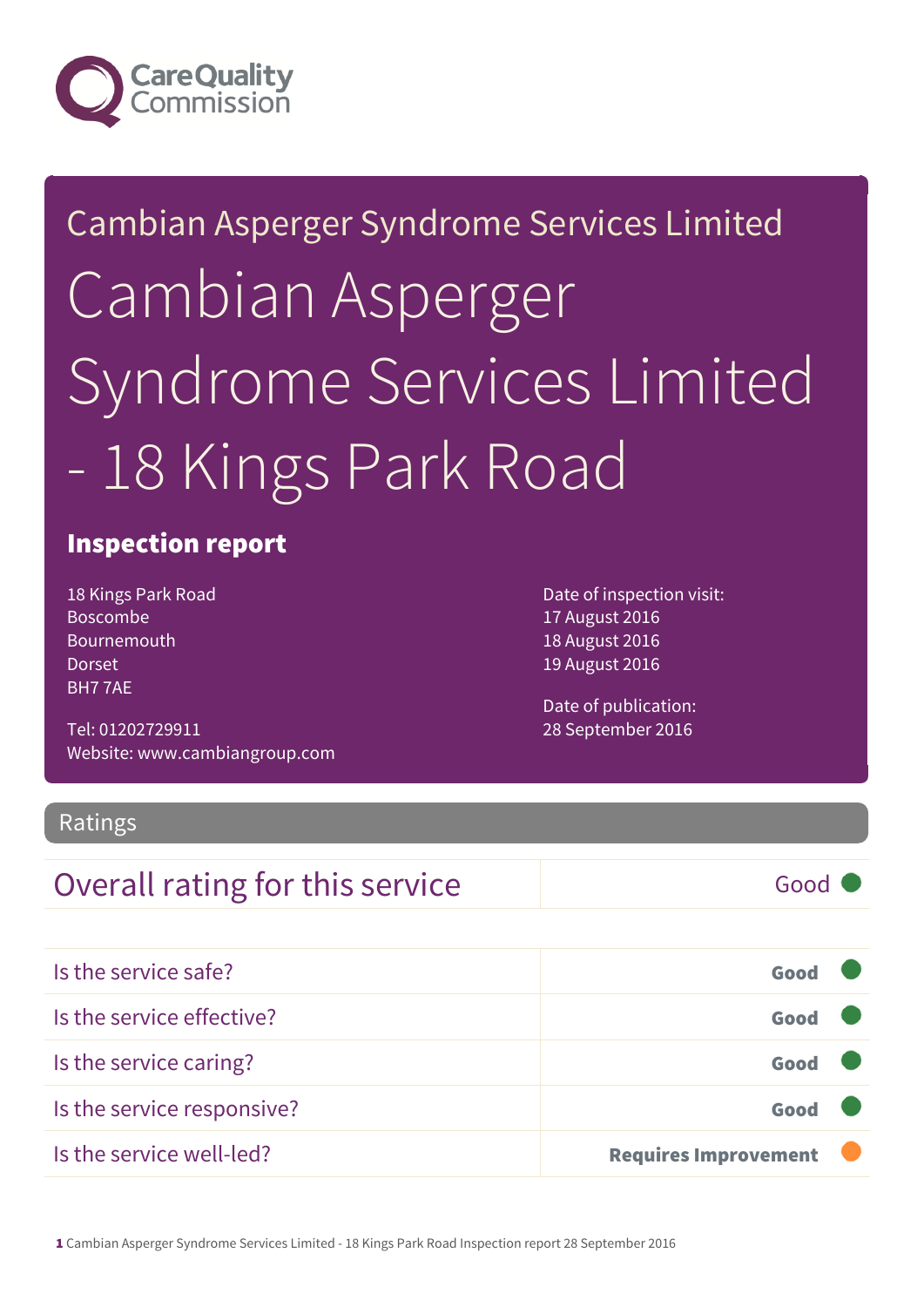Care Quality Commission

Cambian Asperger Syndrome Services Limited

# Cambian Asperger Syndrome Services Limited - 18 Kings Park Road

## Inspection report

18 Kings Park Road
Boscombe
Bournemouth
Dorset
BH7 7AE

Tel: 01202729911
Website: www.cambiangroup.com

Date of inspection visit:
17 August 2016
18 August 2016
19 August 2016

Date of publication:
28 September 2016

## Ratings

| Overall rating for this service | Good |
|---|---|

| | |
|---|---|
| Is the service safe? | **Good** |
| Is the service effective? | **Good** |
| Is the service caring? | **Good** |
| Is the service responsive? | **Good** |
| Is the service well-led? | **Requires Improvement** |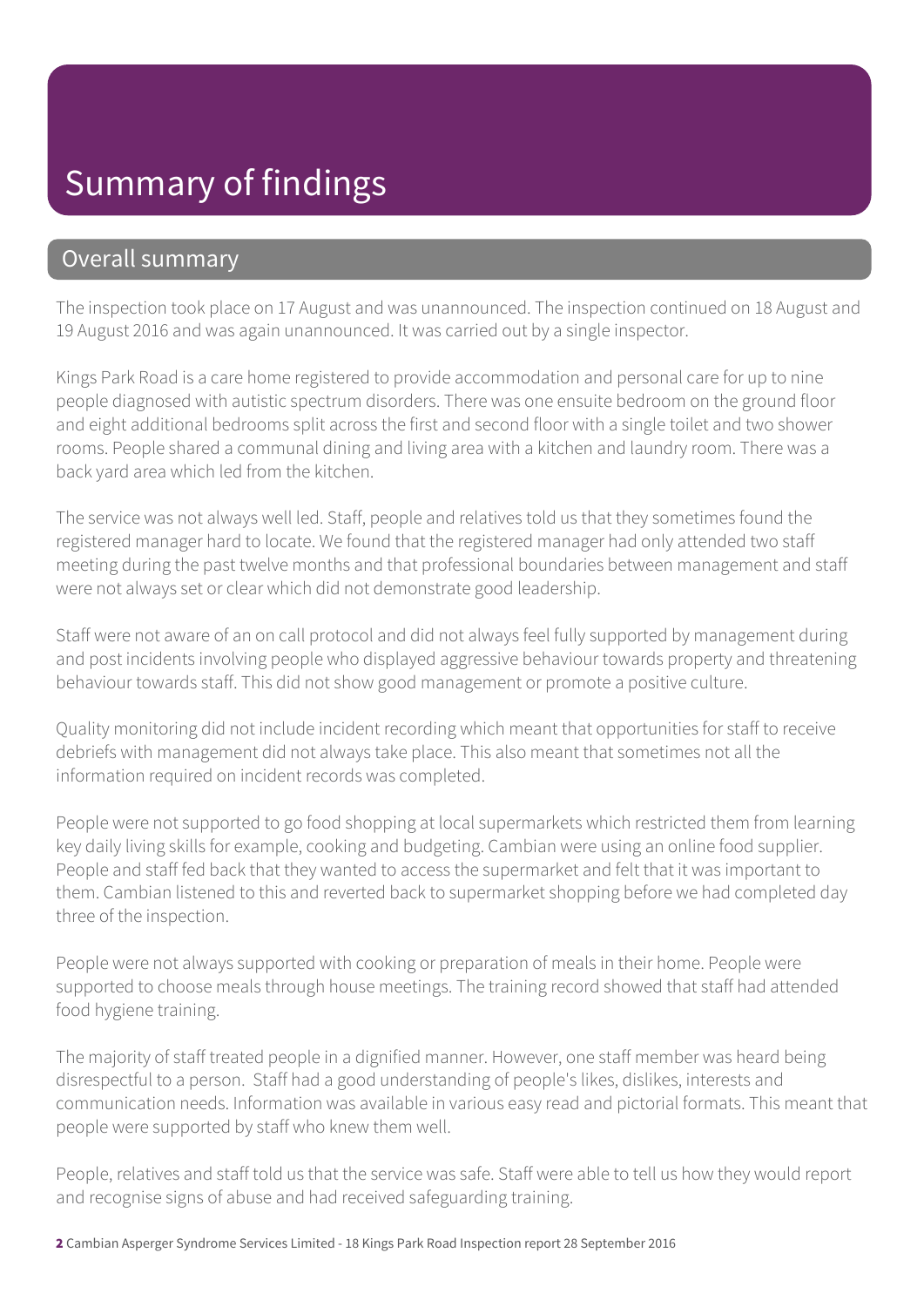# Summary of findings

## Overall summary

The inspection took place on 17 August and was unannounced. The inspection continued on 18 August and 19 August 2016 and was again unannounced. It was carried out by a single inspector.

Kings Park Road is a care home registered to provide accommodation and personal care for up to nine people diagnosed with autistic spectrum disorders. There was one ensuite bedroom on the ground floor and eight additional bedrooms split across the first and second floor with a single toilet and two shower rooms. People shared a communal dining and living area with a kitchen and laundry room. There was a back yard area which led from the kitchen.

The service was not always well led. Staff, people and relatives told us that they sometimes found the registered manager hard to locate. We found that the registered manager had only attended two staff meeting during the past twelve months and that professional boundaries between management and staff were not always set or clear which did not demonstrate good leadership.

Staff were not aware of an on call protocol and did not always feel fully supported by management during and post incidents involving people who displayed aggressive behaviour towards property and threatening behaviour towards staff. This did not show good management or promote a positive culture.

Quality monitoring did not include incident recording which meant that opportunities for staff to receive debriefs with management did not always take place. This also meant that sometimes not all the information required on incident records was completed.

People were not supported to go food shopping at local supermarkets which restricted them from learning key daily living skills for example, cooking and budgeting. Cambian were using an online food supplier. People and staff fed back that they wanted to access the supermarket and felt that it was important to them. Cambian listened to this and reverted back to supermarket shopping before we had completed day three of the inspection.

People were not always supported with cooking or preparation of meals in their home. People were supported to choose meals through house meetings. The training record showed that staff had attended food hygiene training.

The majority of staff treated people in a dignified manner. However, one staff member was heard being disrespectful to a person. Staff had a good understanding of people's likes, dislikes, interests and communication needs. Information was available in various easy read and pictorial formats. This meant that people were supported by staff who knew them well.

People, relatives and staff told us that the service was safe. Staff were able to tell us how they would report and recognise signs of abuse and had received safeguarding training.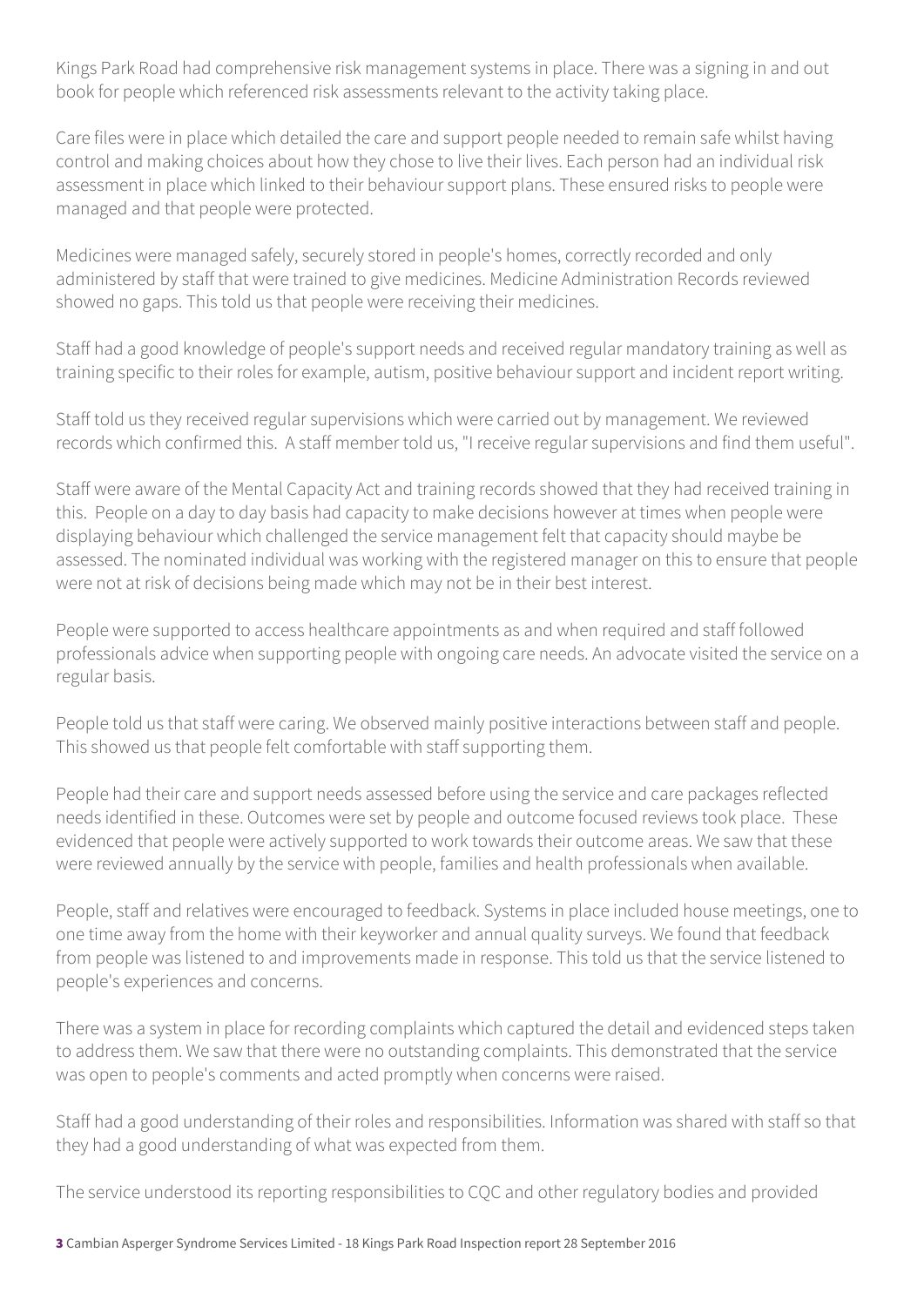Kings Park Road had comprehensive risk management systems in place. There was a signing in and out book for people which referenced risk assessments relevant to the activity taking place.

Care files were in place which detailed the care and support people needed to remain safe whilst having control and making choices about how they chose to live their lives. Each person had an individual risk assessment in place which linked to their behaviour support plans. These ensured risks to people were managed and that people were protected.

Medicines were managed safely, securely stored in people's homes, correctly recorded and only administered by staff that were trained to give medicines. Medicine Administration Records reviewed showed no gaps. This told us that people were receiving their medicines.

Staff had a good knowledge of people's support needs and received regular mandatory training as well as training specific to their roles for example, autism, positive behaviour support and incident report writing.

Staff told us they received regular supervisions which were carried out by management. We reviewed records which confirmed this. A staff member told us, "I receive regular supervisions and find them useful".

Staff were aware of the Mental Capacity Act and training records showed that they had received training in this. People on a day to day basis had capacity to make decisions however at times when people were displaying behaviour which challenged the service management felt that capacity should maybe be assessed. The nominated individual was working with the registered manager on this to ensure that people were not at risk of decisions being made which may not be in their best interest.

People were supported to access healthcare appointments as and when required and staff followed professionals advice when supporting people with ongoing care needs. An advocate visited the service on a regular basis.

People told us that staff were caring. We observed mainly positive interactions between staff and people. This showed us that people felt comfortable with staff supporting them.

People had their care and support needs assessed before using the service and care packages reflected needs identified in these. Outcomes were set by people and outcome focused reviews took place. These evidenced that people were actively supported to work towards their outcome areas. We saw that these were reviewed annually by the service with people, families and health professionals when available.

People, staff and relatives were encouraged to feedback. Systems in place included house meetings, one to one time away from the home with their keyworker and annual quality surveys. We found that feedback from people was listened to and improvements made in response. This told us that the service listened to people's experiences and concerns.

There was a system in place for recording complaints which captured the detail and evidenced steps taken to address them. We saw that there were no outstanding complaints. This demonstrated that the service was open to people's comments and acted promptly when concerns were raised.

Staff had a good understanding of their roles and responsibilities. Information was shared with staff so that they had a good understanding of what was expected from them.

The service understood its reporting responsibilities to CQC and other regulatory bodies and provided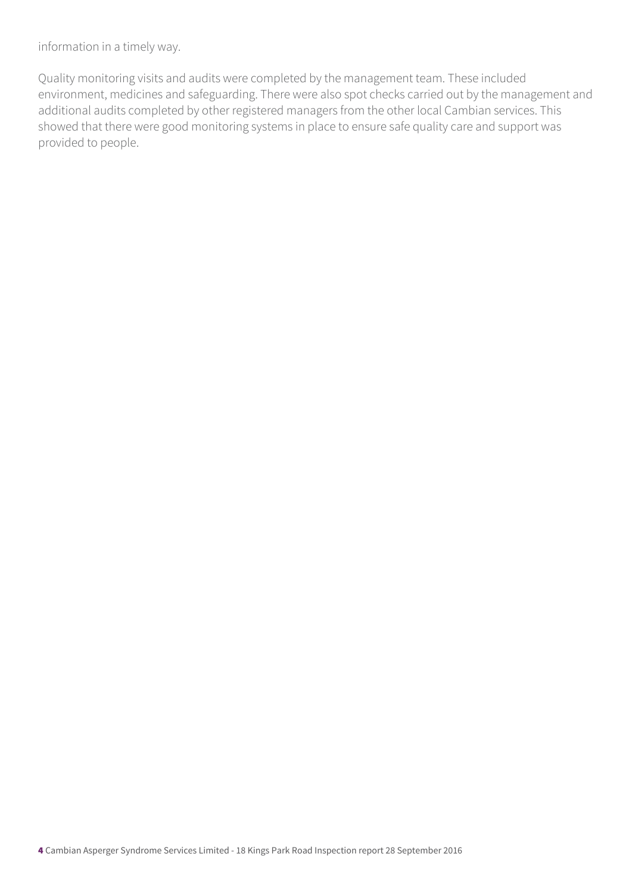information in a timely way.

Quality monitoring visits and audits were completed by the management team. These included environment, medicines and safeguarding. There were also spot checks carried out by the management and additional audits completed by other registered managers from the other local Cambian services. This showed that there were good monitoring systems in place to ensure safe quality care and support was provided to people.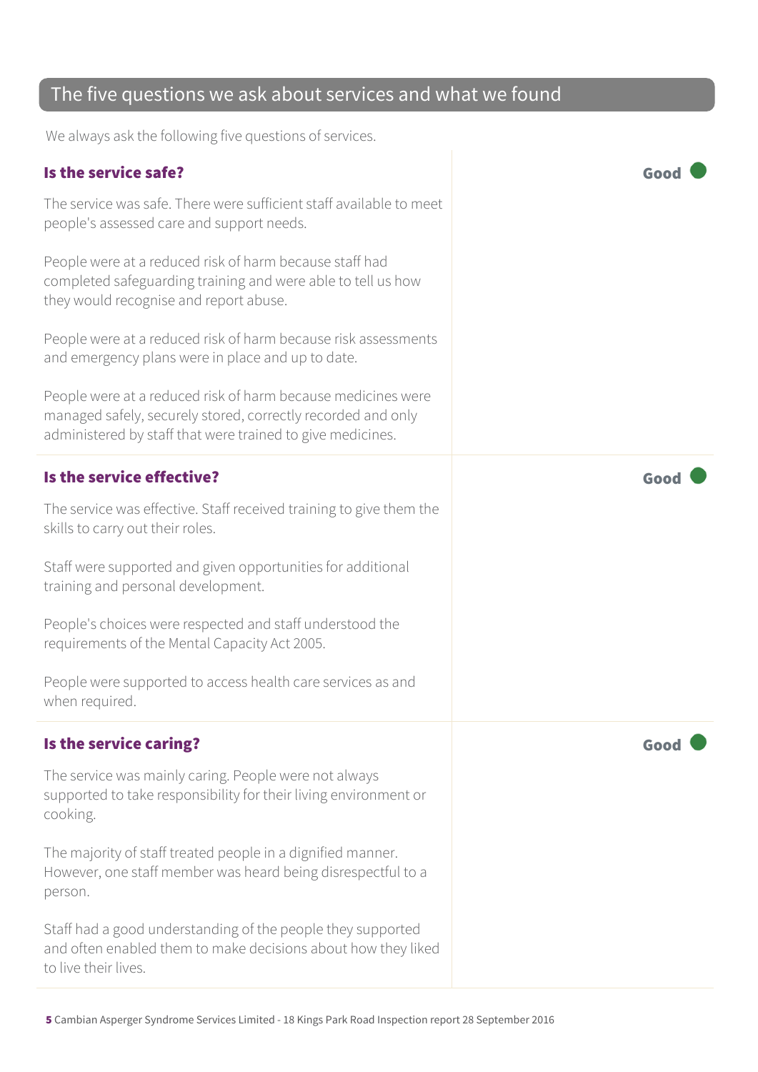## The five questions we ask about services and what we found

We always ask the following five questions of services.

### Is the service safe?

**Good**

The service was safe. There were sufficient staff available to meet people's assessed care and support needs.

People were at a reduced risk of harm because staff had completed safeguarding training and were able to tell us how they would recognise and report abuse.

People were at a reduced risk of harm because risk assessments and emergency plans were in place and up to date.

People were at a reduced risk of harm because medicines were managed safely, securely stored, correctly recorded and only administered by staff that were trained to give medicines.

### Is the service effective?

**Good**

The service was effective. Staff received training to give them the skills to carry out their roles.

Staff were supported and given opportunities for additional training and personal development.

People's choices were respected and staff understood the requirements of the Mental Capacity Act 2005.

People were supported to access health care services as and when required.

### Is the service caring?

**Good**

The service was mainly caring. People were not always supported to take responsibility for their living environment or cooking.

The majority of staff treated people in a dignified manner. However, one staff member was heard being disrespectful to a person.

Staff had a good understanding of the people they supported and often enabled them to make decisions about how they liked to live their lives.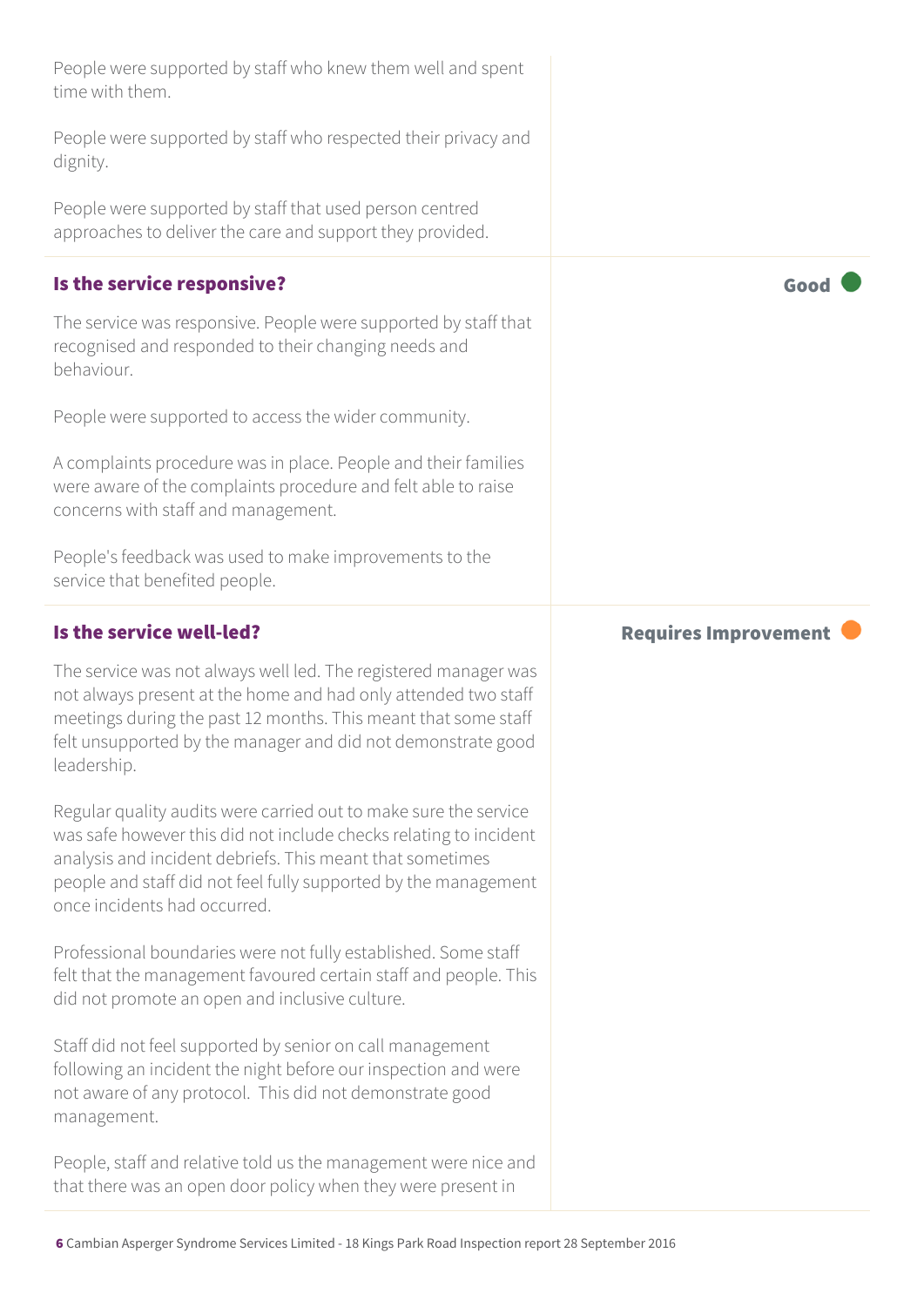People were supported by staff who knew them well and spent time with them.

People were supported by staff who respected their privacy and dignity.

People were supported by staff that used person centred approaches to deliver the care and support they provided.

### Is the service responsive?

**Good**

The service was responsive. People were supported by staff that recognised and responded to their changing needs and behaviour.

People were supported to access the wider community.

A complaints procedure was in place. People and their families were aware of the complaints procedure and felt able to raise concerns with staff and management.

People's feedback was used to make improvements to the service that benefited people.

### Is the service well-led?

**Requires Improvement**

The service was not always well led. The registered manager was not always present at the home and had only attended two staff meetings during the past 12 months. This meant that some staff felt unsupported by the manager and did not demonstrate good leadership.

Regular quality audits were carried out to make sure the service was safe however this did not include checks relating to incident analysis and incident debriefs. This meant that sometimes people and staff did not feel fully supported by the management once incidents had occurred.

Professional boundaries were not fully established. Some staff felt that the management favoured certain staff and people. This did not promote an open and inclusive culture.

Staff did not feel supported by senior on call management following an incident the night before our inspection and were not aware of any protocol. This did not demonstrate good management.

People, staff and relative told us the management were nice and that there was an open door policy when they were present in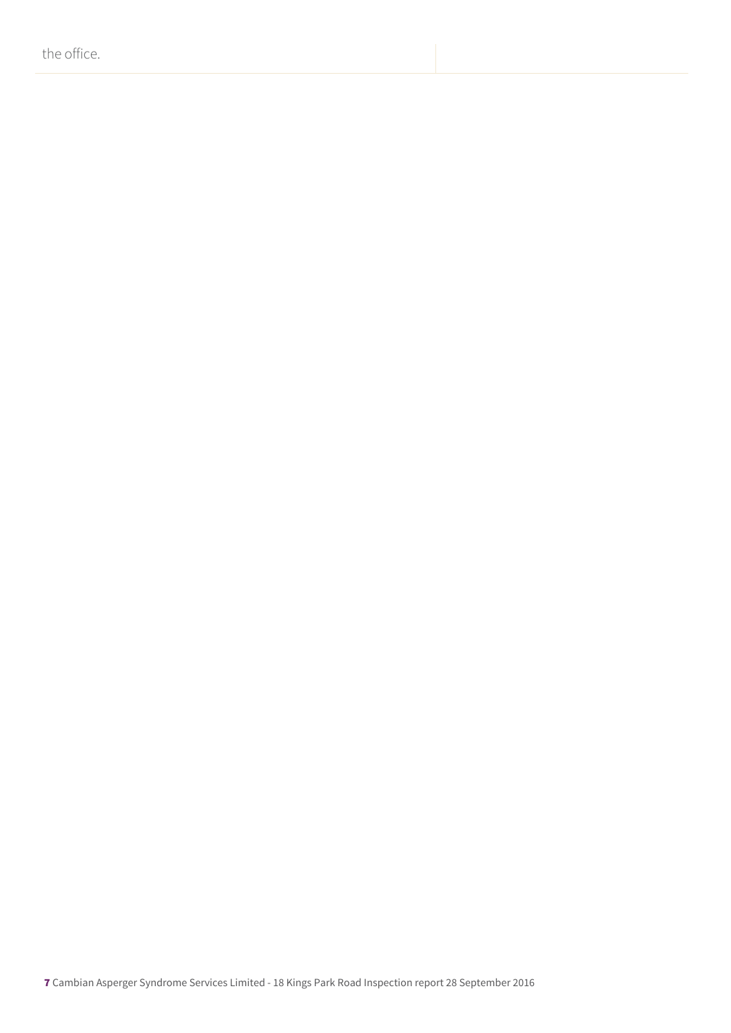the office.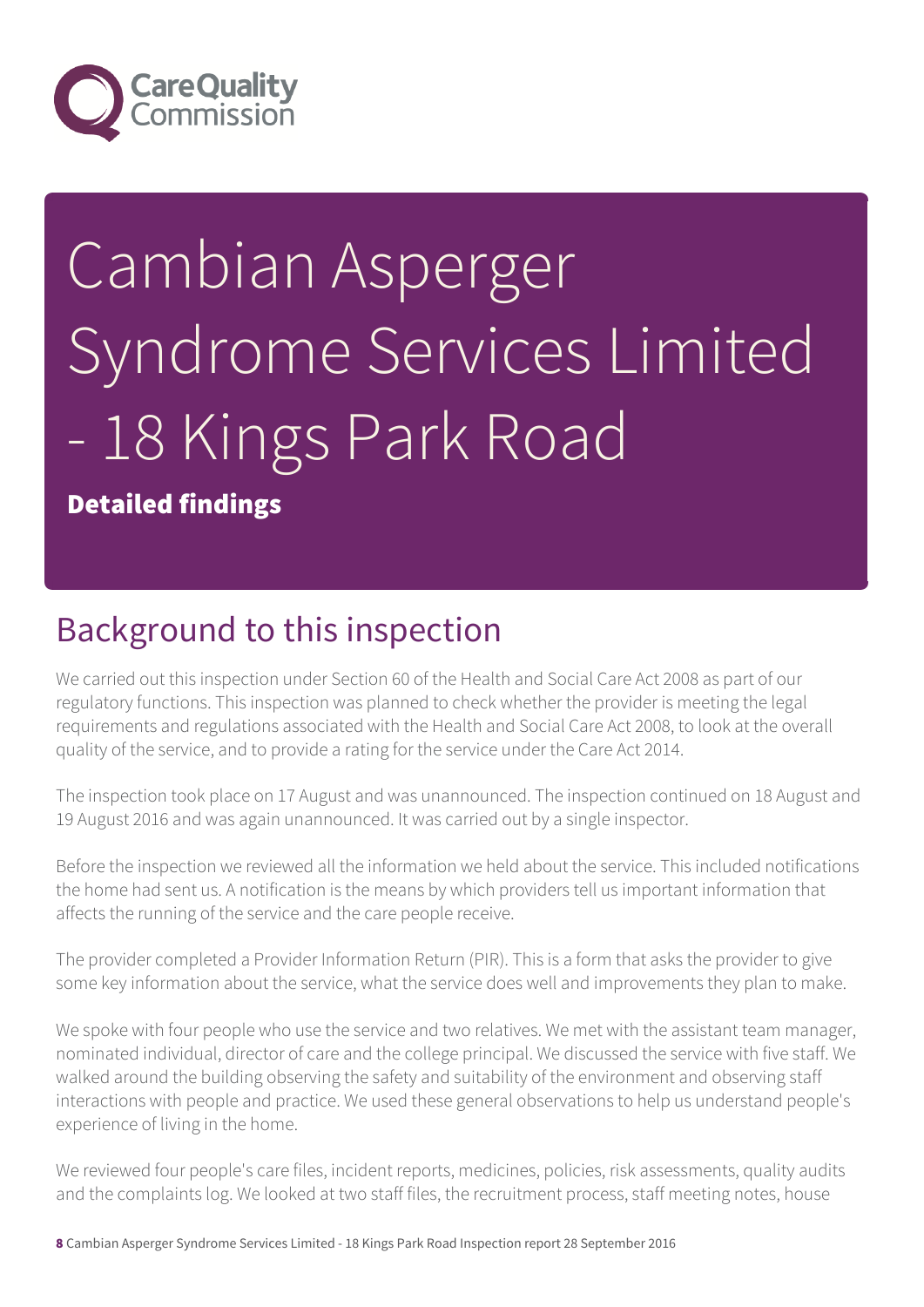# Cambian Asperger Syndrome Services Limited - 18 Kings Park Road

**Detailed findings**

## Background to this inspection

We carried out this inspection under Section 60 of the Health and Social Care Act 2008 as part of our regulatory functions. This inspection was planned to check whether the provider is meeting the legal requirements and regulations associated with the Health and Social Care Act 2008, to look at the overall quality of the service, and to provide a rating for the service under the Care Act 2014.

The inspection took place on 17 August and was unannounced. The inspection continued on 18 August and 19 August 2016 and was again unannounced. It was carried out by a single inspector.

Before the inspection we reviewed all the information we held about the service. This included notifications the home had sent us. A notification is the means by which providers tell us important information that affects the running of the service and the care people receive.

The provider completed a Provider Information Return (PIR). This is a form that asks the provider to give some key information about the service, what the service does well and improvements they plan to make.

We spoke with four people who use the service and two relatives. We met with the assistant team manager, nominated individual, director of care and the college principal. We discussed the service with five staff. We walked around the building observing the safety and suitability of the environment and observing staff interactions with people and practice. We used these general observations to help us understand people's experience of living in the home.

We reviewed four people's care files, incident reports, medicines, policies, risk assessments, quality audits and the complaints log. We looked at two staff files, the recruitment process, staff meeting notes, house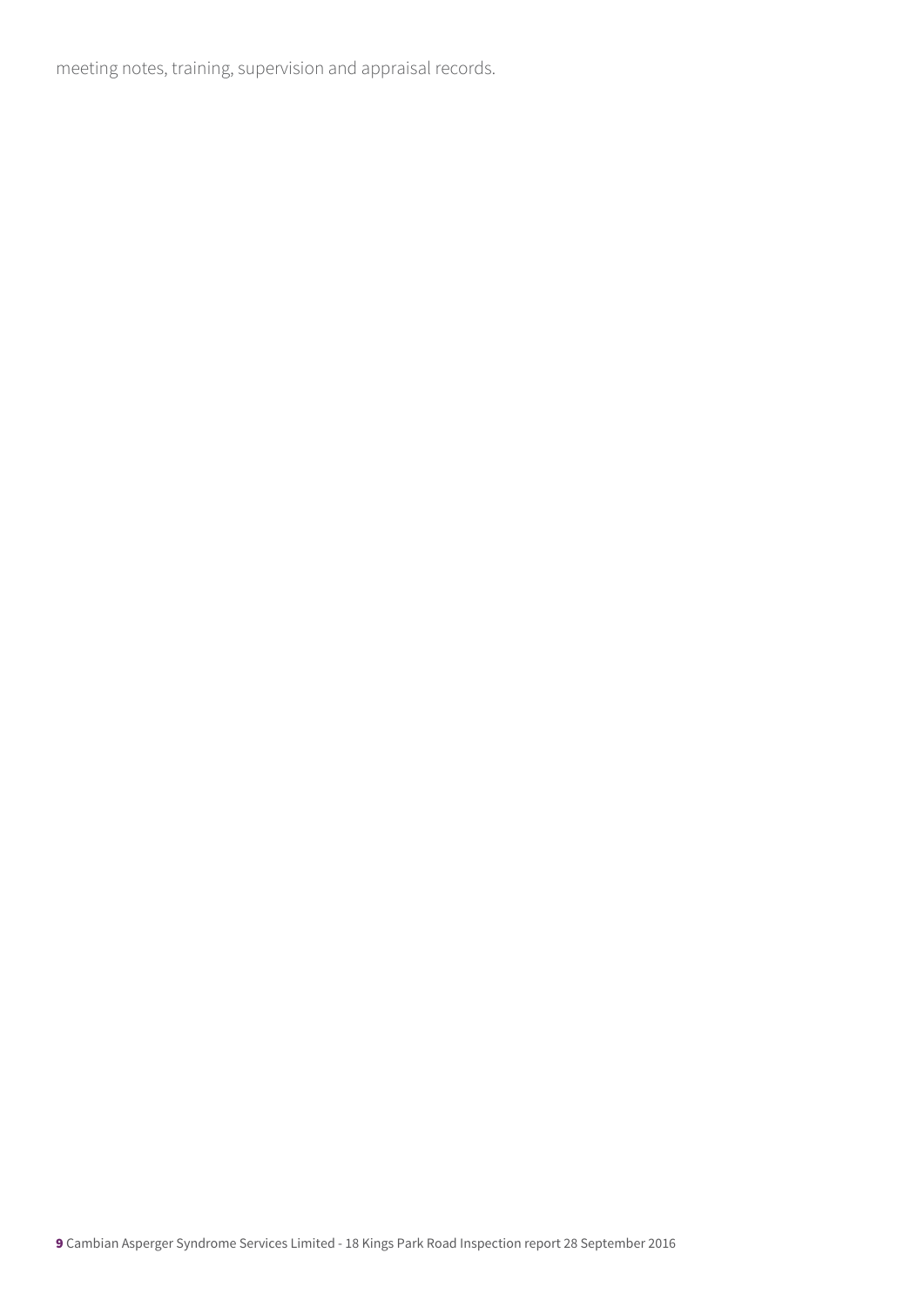meeting notes, training, supervision and appraisal records.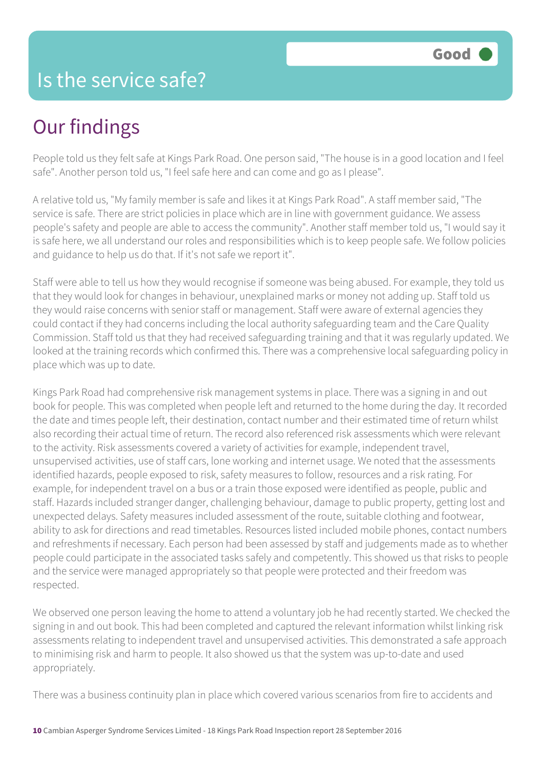# Is the service safe?

**Good**

## Our findings

People told us they felt safe at Kings Park Road. One person said, "The house is in a good location and I feel safe". Another person told us, "I feel safe here and can come and go as I please".

A relative told us, "My family member is safe and likes it at Kings Park Road". A staff member said, "The service is safe. There are strict policies in place which are in line with government guidance. We assess people's safety and people are able to access the community". Another staff member told us, "I would say it is safe here, we all understand our roles and responsibilities which is to keep people safe. We follow policies and guidance to help us do that. If it's not safe we report it".

Staff were able to tell us how they would recognise if someone was being abused. For example, they told us that they would look for changes in behaviour, unexplained marks or money not adding up. Staff told us they would raise concerns with senior staff or management. Staff were aware of external agencies they could contact if they had concerns including the local authority safeguarding team and the Care Quality Commission. Staff told us that they had received safeguarding training and that it was regularly updated. We looked at the training records which confirmed this. There was a comprehensive local safeguarding policy in place which was up to date.

Kings Park Road had comprehensive risk management systems in place. There was a signing in and out book for people. This was completed when people left and returned to the home during the day. It recorded the date and times people left, their destination, contact number and their estimated time of return whilst also recording their actual time of return. The record also referenced risk assessments which were relevant to the activity. Risk assessments covered a variety of activities for example, independent travel, unsupervised activities, use of staff cars, lone working and internet usage. We noted that the assessments identified hazards, people exposed to risk, safety measures to follow, resources and a risk rating. For example, for independent travel on a bus or a train those exposed were identified as people, public and staff. Hazards included stranger danger, challenging behaviour, damage to public property, getting lost and unexpected delays. Safety measures included assessment of the route, suitable clothing and footwear, ability to ask for directions and read timetables. Resources listed included mobile phones, contact numbers and refreshments if necessary. Each person had been assessed by staff and judgements made as to whether people could participate in the associated tasks safely and competently. This showed us that risks to people and the service were managed appropriately so that people were protected and their freedom was respected.

We observed one person leaving the home to attend a voluntary job he had recently started. We checked the signing in and out book. This had been completed and captured the relevant information whilst linking risk assessments relating to independent travel and unsupervised activities. This demonstrated a safe approach to minimising risk and harm to people. It also showed us that the system was up-to-date and used appropriately.

There was a business continuity plan in place which covered various scenarios from fire to accidents and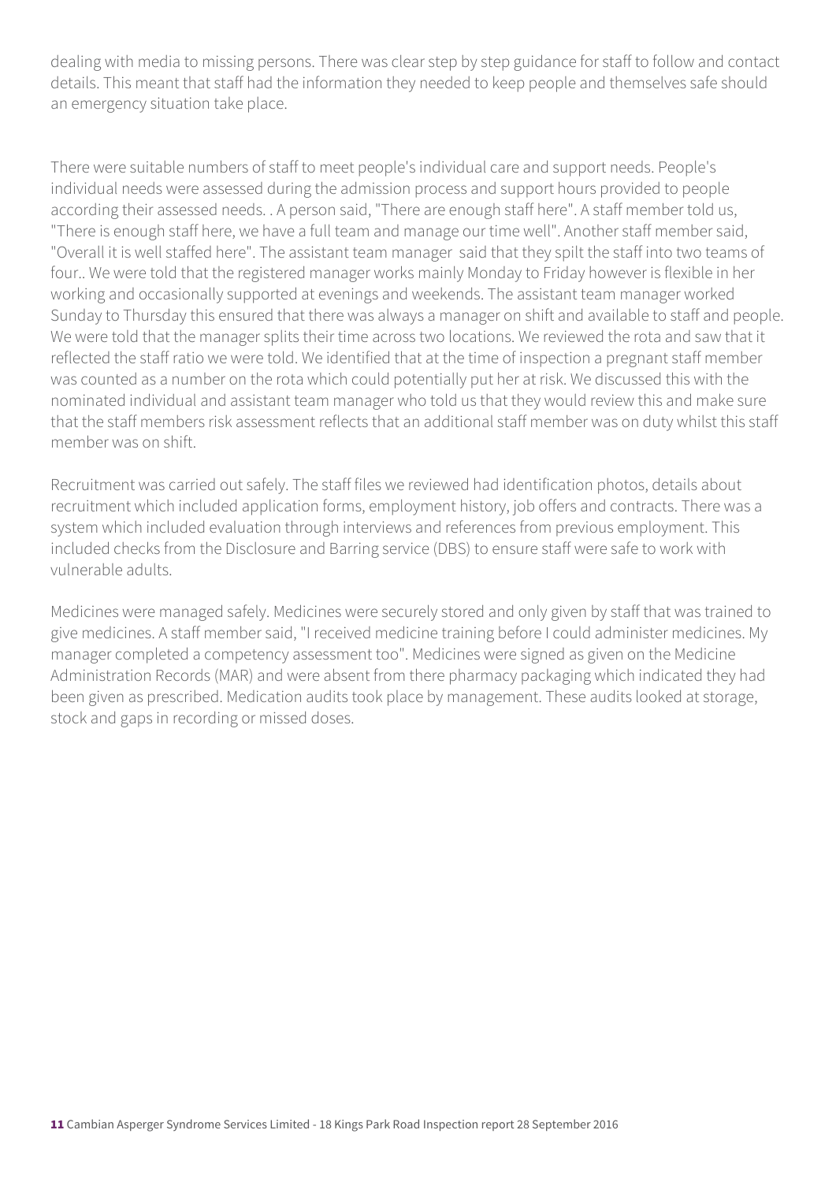dealing with media to missing persons. There was clear step by step guidance for staff to follow and contact details. This meant that staff had the information they needed to keep people and themselves safe should an emergency situation take place.

There were suitable numbers of staff to meet people's individual care and support needs. People's individual needs were assessed during the admission process and support hours provided to people according their assessed needs. . A person said, "There are enough staff here". A staff member told us, "There is enough staff here, we have a full team and manage our time well". Another staff member said, "Overall it is well staffed here". The assistant team manager said that they spilt the staff into two teams of four.. We were told that the registered manager works mainly Monday to Friday however is flexible in her working and occasionally supported at evenings and weekends. The assistant team manager worked Sunday to Thursday this ensured that there was always a manager on shift and available to staff and people. We were told that the manager splits their time across two locations. We reviewed the rota and saw that it reflected the staff ratio we were told. We identified that at the time of inspection a pregnant staff member was counted as a number on the rota which could potentially put her at risk. We discussed this with the nominated individual and assistant team manager who told us that they would review this and make sure that the staff members risk assessment reflects that an additional staff member was on duty whilst this staff member was on shift.

Recruitment was carried out safely. The staff files we reviewed had identification photos, details about recruitment which included application forms, employment history, job offers and contracts. There was a system which included evaluation through interviews and references from previous employment. This included checks from the Disclosure and Barring service (DBS) to ensure staff were safe to work with vulnerable adults.

Medicines were managed safely. Medicines were securely stored and only given by staff that was trained to give medicines. A staff member said, "I received medicine training before I could administer medicines. My manager completed a competency assessment too". Medicines were signed as given on the Medicine Administration Records (MAR) and were absent from there pharmacy packaging which indicated they had been given as prescribed. Medication audits took place by management. These audits looked at storage, stock and gaps in recording or missed doses.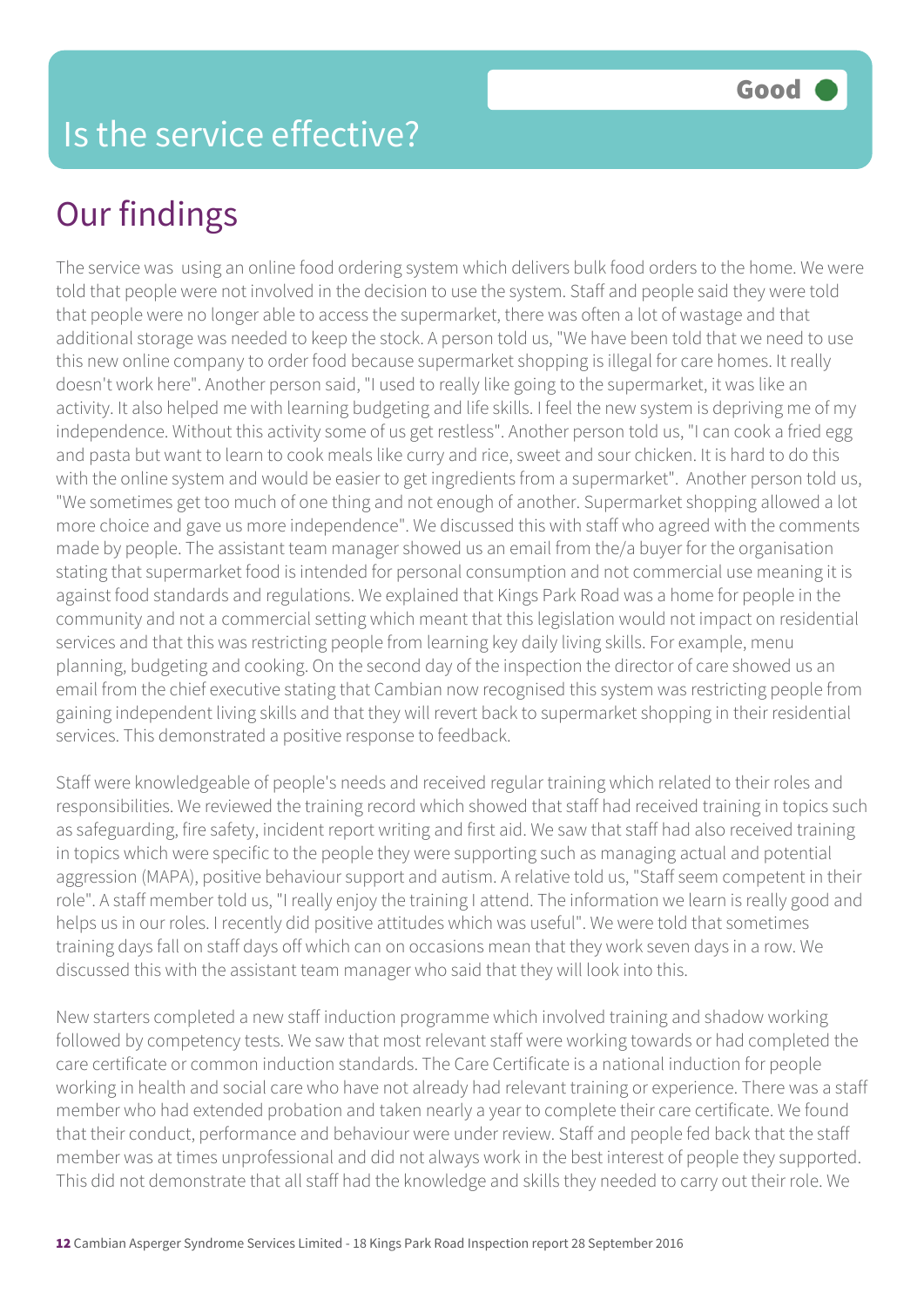# Is the service effective?

**Good**

## Our findings

The service was using an online food ordering system which delivers bulk food orders to the home. We were told that people were not involved in the decision to use the system. Staff and people said they were told that people were no longer able to access the supermarket, there was often a lot of wastage and that additional storage was needed to keep the stock. A person told us, "We have been told that we need to use this new online company to order food because supermarket shopping is illegal for care homes. It really doesn't work here". Another person said, "I used to really like going to the supermarket, it was like an activity. It also helped me with learning budgeting and life skills. I feel the new system is depriving me of my independence. Without this activity some of us get restless". Another person told us, "I can cook a fried egg and pasta but want to learn to cook meals like curry and rice, sweet and sour chicken. It is hard to do this with the online system and would be easier to get ingredients from a supermarket". Another person told us, "We sometimes get too much of one thing and not enough of another. Supermarket shopping allowed a lot more choice and gave us more independence". We discussed this with staff who agreed with the comments made by people. The assistant team manager showed us an email from the/a buyer for the organisation stating that supermarket food is intended for personal consumption and not commercial use meaning it is against food standards and regulations. We explained that Kings Park Road was a home for people in the community and not a commercial setting which meant that this legislation would not impact on residential services and that this was restricting people from learning key daily living skills. For example, menu planning, budgeting and cooking. On the second day of the inspection the director of care showed us an email from the chief executive stating that Cambian now recognised this system was restricting people from gaining independent living skills and that they will revert back to supermarket shopping in their residential services. This demonstrated a positive response to feedback.

Staff were knowledgeable of people's needs and received regular training which related to their roles and responsibilities. We reviewed the training record which showed that staff had received training in topics such as safeguarding, fire safety, incident report writing and first aid. We saw that staff had also received training in topics which were specific to the people they were supporting such as managing actual and potential aggression (MAPA), positive behaviour support and autism. A relative told us, "Staff seem competent in their role". A staff member told us, "I really enjoy the training I attend. The information we learn is really good and helps us in our roles. I recently did positive attitudes which was useful". We were told that sometimes training days fall on staff days off which can on occasions mean that they work seven days in a row. We discussed this with the assistant team manager who said that they will look into this.

New starters completed a new staff induction programme which involved training and shadow working followed by competency tests. We saw that most relevant staff were working towards or had completed the care certificate or common induction standards. The Care Certificate is a national induction for people working in health and social care who have not already had relevant training or experience. There was a staff member who had extended probation and taken nearly a year to complete their care certificate. We found that their conduct, performance and behaviour were under review. Staff and people fed back that the staff member was at times unprofessional and did not always work in the best interest of people they supported. This did not demonstrate that all staff had the knowledge and skills they needed to carry out their role. We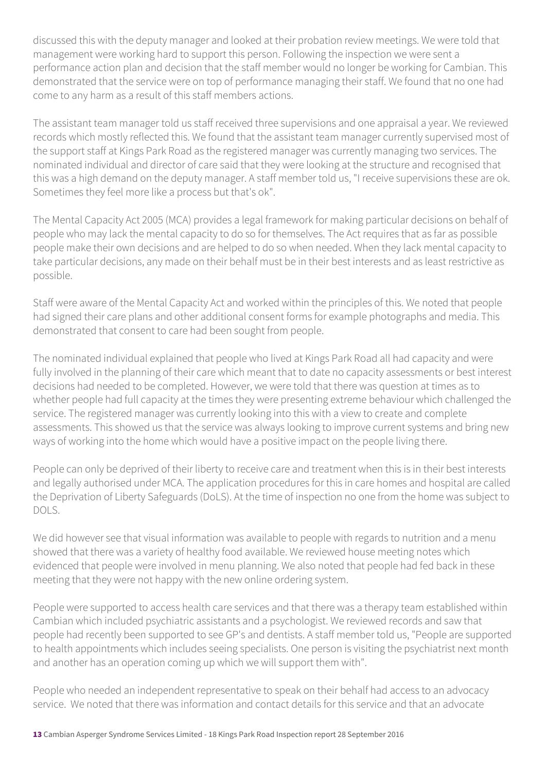discussed this with the deputy manager and looked at their probation review meetings. We were told that management were working hard to support this person. Following the inspection we were sent a performance action plan and decision that the staff member would no longer be working for Cambian. This demonstrated that the service were on top of performance managing their staff. We found that no one had come to any harm as a result of this staff members actions.

The assistant team manager told us staff received three supervisions and one appraisal a year. We reviewed records which mostly reflected this. We found that the assistant team manager currently supervised most of the support staff at Kings Park Road as the registered manager was currently managing two services. The nominated individual and director of care said that they were looking at the structure and recognised that this was a high demand on the deputy manager. A staff member told us, "I receive supervisions these are ok. Sometimes they feel more like a process but that's ok".

The Mental Capacity Act 2005 (MCA) provides a legal framework for making particular decisions on behalf of people who may lack the mental capacity to do so for themselves. The Act requires that as far as possible people make their own decisions and are helped to do so when needed. When they lack mental capacity to take particular decisions, any made on their behalf must be in their best interests and as least restrictive as possible.

Staff were aware of the Mental Capacity Act and worked within the principles of this. We noted that people had signed their care plans and other additional consent forms for example photographs and media. This demonstrated that consent to care had been sought from people.

The nominated individual explained that people who lived at Kings Park Road all had capacity and were fully involved in the planning of their care which meant that to date no capacity assessments or best interest decisions had needed to be completed. However, we were told that there was question at times as to whether people had full capacity at the times they were presenting extreme behaviour which challenged the service. The registered manager was currently looking into this with a view to create and complete assessments. This showed us that the service was always looking to improve current systems and bring new ways of working into the home which would have a positive impact on the people living there.

People can only be deprived of their liberty to receive care and treatment when this is in their best interests and legally authorised under MCA. The application procedures for this in care homes and hospital are called the Deprivation of Liberty Safeguards (DoLS). At the time of inspection no one from the home was subject to DOLS.

We did however see that visual information was available to people with regards to nutrition and a menu showed that there was a variety of healthy food available. We reviewed house meeting notes which evidenced that people were involved in menu planning. We also noted that people had fed back in these meeting that they were not happy with the new online ordering system.

People were supported to access health care services and that there was a therapy team established within Cambian which included psychiatric assistants and a psychologist. We reviewed records and saw that people had recently been supported to see GP's and dentists. A staff member told us, "People are supported to health appointments which includes seeing specialists. One person is visiting the psychiatrist next month and another has an operation coming up which we will support them with".

People who needed an independent representative to speak on their behalf had access to an advocacy service. We noted that there was information and contact details for this service and that an advocate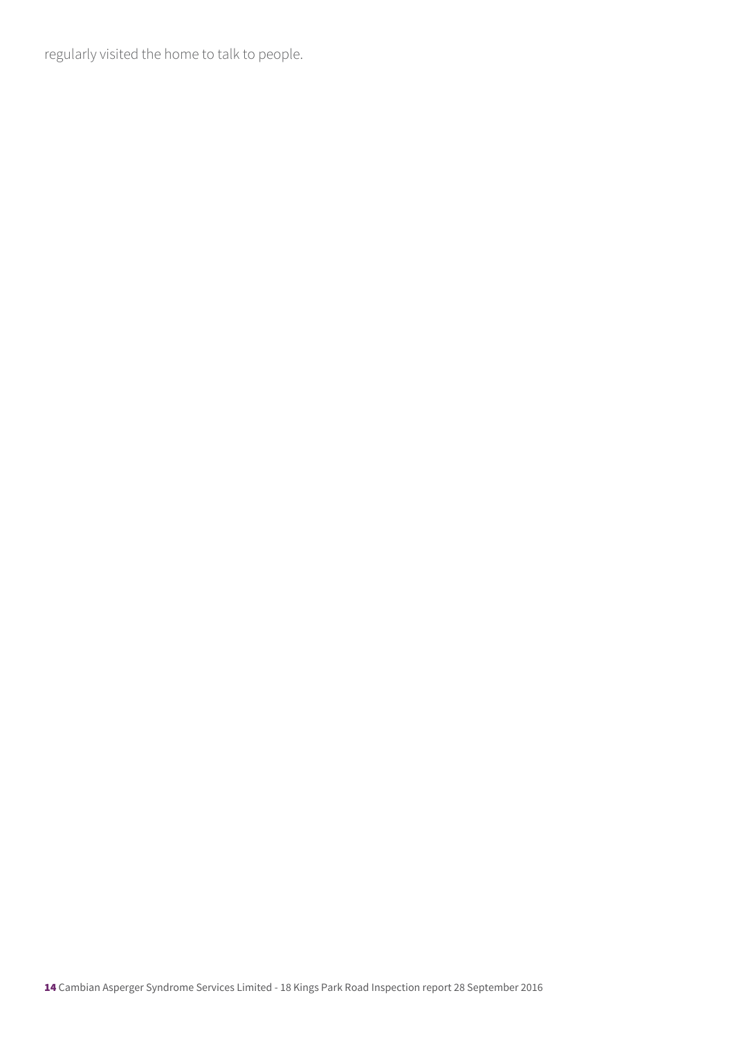regularly visited the home to talk to people.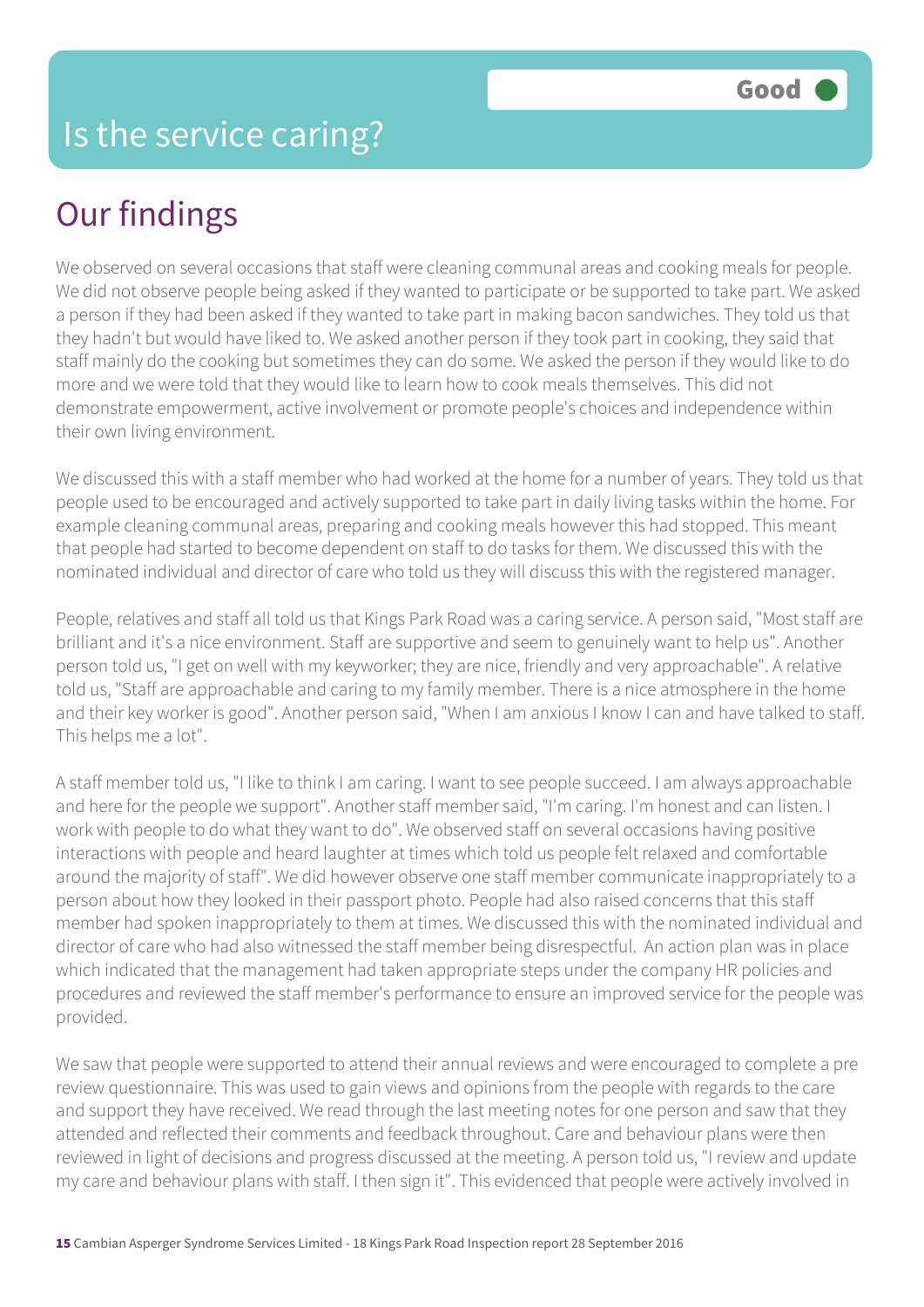# Is the service caring?

**Good**

## Our findings

We observed on several occasions that staff were cleaning communal areas and cooking meals for people. We did not observe people being asked if they wanted to participate or be supported to take part. We asked a person if they had been asked if they wanted to take part in making bacon sandwiches. They told us that they hadn't but would have liked to. We asked another person if they took part in cooking, they said that staff mainly do the cooking but sometimes they can do some. We asked the person if they would like to do more and we were told that they would like to learn how to cook meals themselves. This did not demonstrate empowerment, active involvement or promote people's choices and independence within their own living environment.

We discussed this with a staff member who had worked at the home for a number of years. They told us that people used to be encouraged and actively supported to take part in daily living tasks within the home. For example cleaning communal areas, preparing and cooking meals however this had stopped. This meant that people had started to become dependent on staff to do tasks for them. We discussed this with the nominated individual and director of care who told us they will discuss this with the registered manager.

People, relatives and staff all told us that Kings Park Road was a caring service. A person said, "Most staff are brilliant and it's a nice environment. Staff are supportive and seem to genuinely want to help us". Another person told us, "I get on well with my keyworker; they are nice, friendly and very approachable". A relative told us, "Staff are approachable and caring to my family member. There is a nice atmosphere in the home and their key worker is good". Another person said, "When I am anxious I know I can and have talked to staff. This helps me a lot".

A staff member told us, "I like to think I am caring. I want to see people succeed. I am always approachable and here for the people we support". Another staff member said, "I'm caring. I'm honest and can listen. I work with people to do what they want to do". We observed staff on several occasions having positive interactions with people and heard laughter at times which told us people felt relaxed and comfortable around the majority of staff". We did however observe one staff member communicate inappropriately to a person about how they looked in their passport photo. People had also raised concerns that this staff member had spoken inappropriately to them at times. We discussed this with the nominated individual and director of care who had also witnessed the staff member being disrespectful. An action plan was in place which indicated that the management had taken appropriate steps under the company HR policies and procedures and reviewed the staff member's performance to ensure an improved service for the people was provided.

We saw that people were supported to attend their annual reviews and were encouraged to complete a pre review questionnaire. This was used to gain views and opinions from the people with regards to the care and support they have received. We read through the last meeting notes for one person and saw that they attended and reflected their comments and feedback throughout. Care and behaviour plans were then reviewed in light of decisions and progress discussed at the meeting. A person told us, "I review and update my care and behaviour plans with staff. I then sign it". This evidenced that people were actively involved in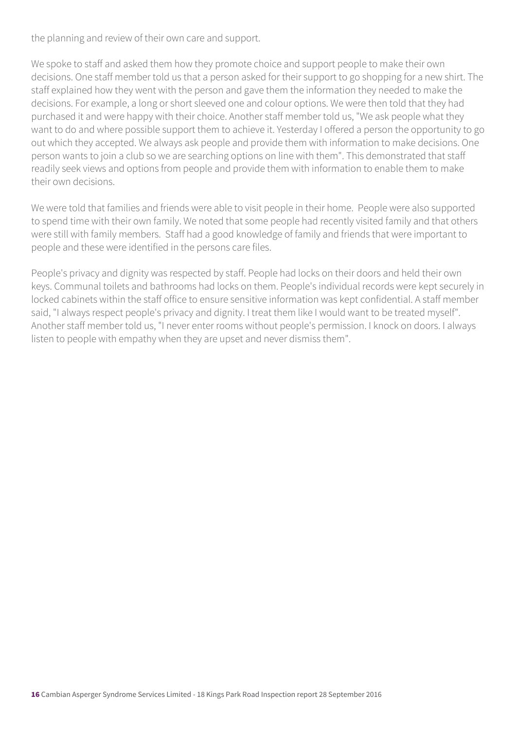the planning and review of their own care and support.

We spoke to staff and asked them how they promote choice and support people to make their own decisions. One staff member told us that a person asked for their support to go shopping for a new shirt. The staff explained how they went with the person and gave them the information they needed to make the decisions. For example, a long or short sleeved one and colour options. We were then told that they had purchased it and were happy with their choice. Another staff member told us, "We ask people what they want to do and where possible support them to achieve it. Yesterday I offered a person the opportunity to go out which they accepted. We always ask people and provide them with information to make decisions. One person wants to join a club so we are searching options on line with them". This demonstrated that staff readily seek views and options from people and provide them with information to enable them to make their own decisions.

We were told that families and friends were able to visit people in their home. People were also supported to spend time with their own family. We noted that some people had recently visited family and that others were still with family members. Staff had a good knowledge of family and friends that were important to people and these were identified in the persons care files.

People's privacy and dignity was respected by staff. People had locks on their doors and held their own keys. Communal toilets and bathrooms had locks on them. People's individual records were kept securely in locked cabinets within the staff office to ensure sensitive information was kept confidential. A staff member said, "I always respect people's privacy and dignity. I treat them like I would want to be treated myself". Another staff member told us, "I never enter rooms without people's permission. I knock on doors. I always listen to people with empathy when they are upset and never dismiss them".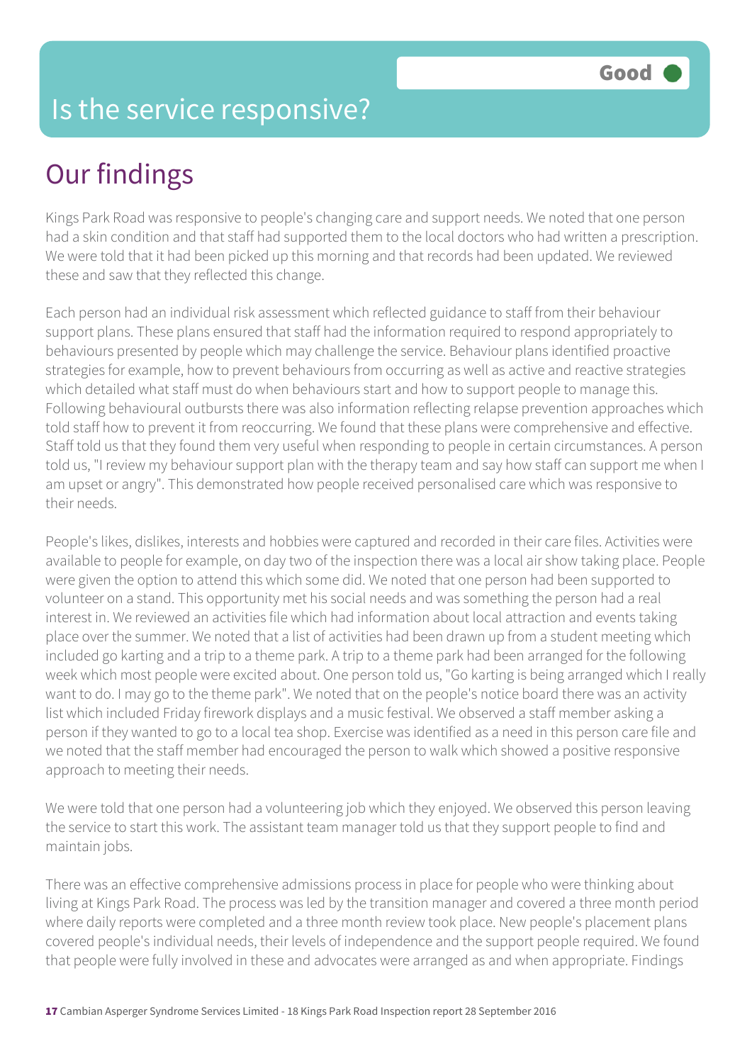# Is the service responsive?

Good

## Our findings

Kings Park Road was responsive to people's changing care and support needs. We noted that one person had a skin condition and that staff had supported them to the local doctors who had written a prescription. We were told that it had been picked up this morning and that records had been updated. We reviewed these and saw that they reflected this change.

Each person had an individual risk assessment which reflected guidance to staff from their behaviour support plans. These plans ensured that staff had the information required to respond appropriately to behaviours presented by people which may challenge the service. Behaviour plans identified proactive strategies for example, how to prevent behaviours from occurring as well as active and reactive strategies which detailed what staff must do when behaviours start and how to support people to manage this. Following behavioural outbursts there was also information reflecting relapse prevention approaches which told staff how to prevent it from reoccurring. We found that these plans were comprehensive and effective. Staff told us that they found them very useful when responding to people in certain circumstances. A person told us, "I review my behaviour support plan with the therapy team and say how staff can support me when I am upset or angry". This demonstrated how people received personalised care which was responsive to their needs.

People's likes, dislikes, interests and hobbies were captured and recorded in their care files. Activities were available to people for example, on day two of the inspection there was a local air show taking place. People were given the option to attend this which some did. We noted that one person had been supported to volunteer on a stand. This opportunity met his social needs and was something the person had a real interest in. We reviewed an activities file which had information about local attraction and events taking place over the summer. We noted that a list of activities had been drawn up from a student meeting which included go karting and a trip to a theme park. A trip to a theme park had been arranged for the following week which most people were excited about. One person told us, "Go karting is being arranged which I really want to do. I may go to the theme park". We noted that on the people's notice board there was an activity list which included Friday firework displays and a music festival. We observed a staff member asking a person if they wanted to go to a local tea shop. Exercise was identified as a need in this person care file and we noted that the staff member had encouraged the person to walk which showed a positive responsive approach to meeting their needs.

We were told that one person had a volunteering job which they enjoyed. We observed this person leaving the service to start this work. The assistant team manager told us that they support people to find and maintain jobs.

There was an effective comprehensive admissions process in place for people who were thinking about living at Kings Park Road. The process was led by the transition manager and covered a three month period where daily reports were completed and a three month review took place. New people's placement plans covered people's individual needs, their levels of independence and the support people required. We found that people were fully involved in these and advocates were arranged as and when appropriate. Findings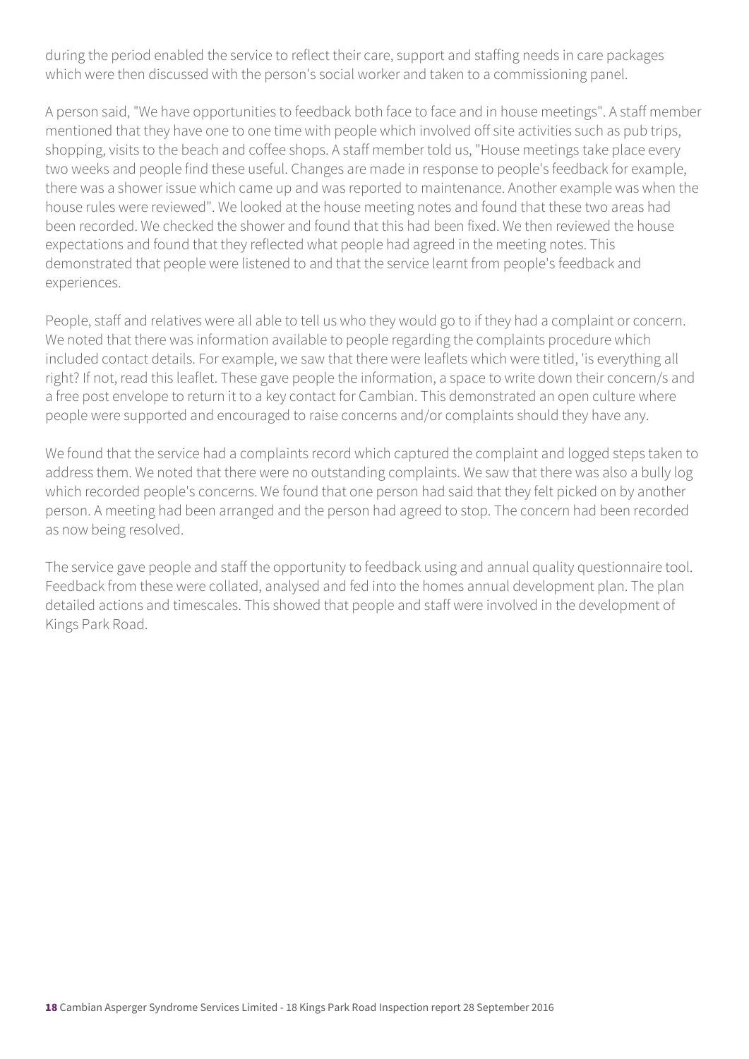during the period enabled the service to reflect their care, support and staffing needs in care packages which were then discussed with the person's social worker and taken to a commissioning panel.

A person said, "We have opportunities to feedback both face to face and in house meetings". A staff member mentioned that they have one to one time with people which involved off site activities such as pub trips, shopping, visits to the beach and coffee shops. A staff member told us, "House meetings take place every two weeks and people find these useful. Changes are made in response to people's feedback for example, there was a shower issue which came up and was reported to maintenance. Another example was when the house rules were reviewed". We looked at the house meeting notes and found that these two areas had been recorded. We checked the shower and found that this had been fixed. We then reviewed the house expectations and found that they reflected what people had agreed in the meeting notes. This demonstrated that people were listened to and that the service learnt from people's feedback and experiences.

People, staff and relatives were all able to tell us who they would go to if they had a complaint or concern. We noted that there was information available to people regarding the complaints procedure which included contact details. For example, we saw that there were leaflets which were titled, 'is everything all right? If not, read this leaflet. These gave people the information, a space to write down their concern/s and a free post envelope to return it to a key contact for Cambian. This demonstrated an open culture where people were supported and encouraged to raise concerns and/or complaints should they have any.

We found that the service had a complaints record which captured the complaint and logged steps taken to address them. We noted that there were no outstanding complaints. We saw that there was also a bully log which recorded people's concerns. We found that one person had said that they felt picked on by another person. A meeting had been arranged and the person had agreed to stop. The concern had been recorded as now being resolved.

The service gave people and staff the opportunity to feedback using and annual quality questionnaire tool. Feedback from these were collated, analysed and fed into the homes annual development plan. The plan detailed actions and timescales. This showed that people and staff were involved in the development of Kings Park Road.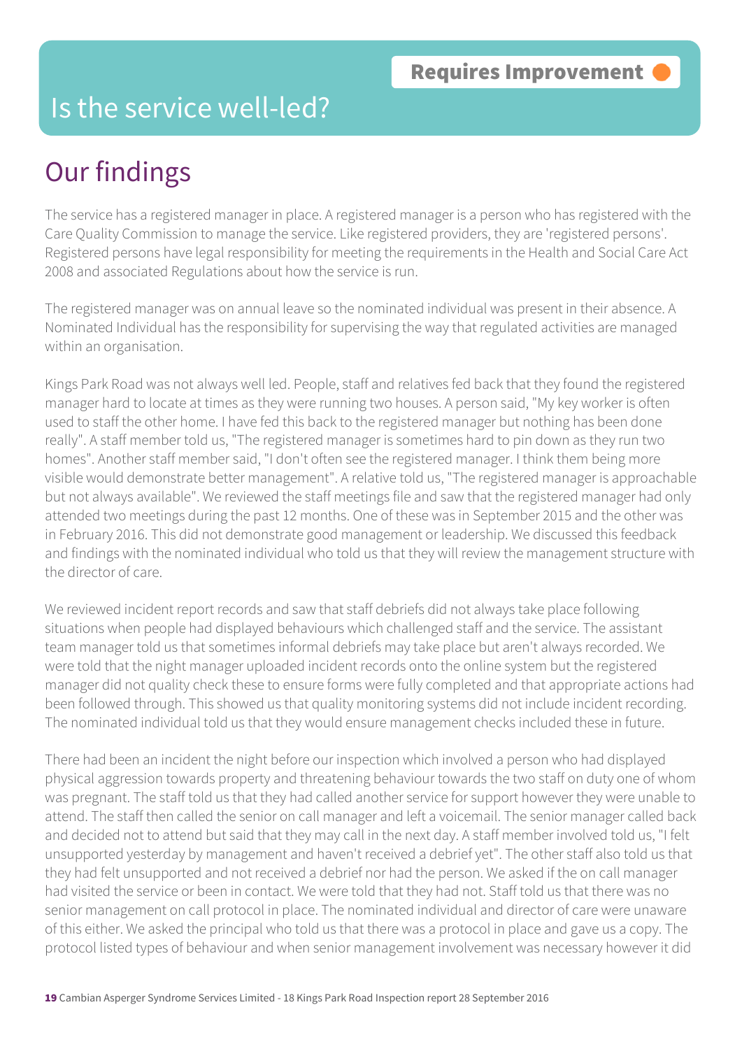# Is the service well-led?

**Requires Improvement**

## Our findings

The service has a registered manager in place. A registered manager is a person who has registered with the Care Quality Commission to manage the service. Like registered providers, they are 'registered persons'. Registered persons have legal responsibility for meeting the requirements in the Health and Social Care Act 2008 and associated Regulations about how the service is run.

The registered manager was on annual leave so the nominated individual was present in their absence. A Nominated Individual has the responsibility for supervising the way that regulated activities are managed within an organisation.

Kings Park Road was not always well led. People, staff and relatives fed back that they found the registered manager hard to locate at times as they were running two houses. A person said, "My key worker is often used to staff the other home. I have fed this back to the registered manager but nothing has been done really". A staff member told us, "The registered manager is sometimes hard to pin down as they run two homes". Another staff member said, "I don't often see the registered manager. I think them being more visible would demonstrate better management". A relative told us, "The registered manager is approachable but not always available". We reviewed the staff meetings file and saw that the registered manager had only attended two meetings during the past 12 months. One of these was in September 2015 and the other was in February 2016. This did not demonstrate good management or leadership. We discussed this feedback and findings with the nominated individual who told us that they will review the management structure with the director of care.

We reviewed incident report records and saw that staff debriefs did not always take place following situations when people had displayed behaviours which challenged staff and the service. The assistant team manager told us that sometimes informal debriefs may take place but aren't always recorded. We were told that the night manager uploaded incident records onto the online system but the registered manager did not quality check these to ensure forms were fully completed and that appropriate actions had been followed through. This showed us that quality monitoring systems did not include incident recording. The nominated individual told us that they would ensure management checks included these in future.

There had been an incident the night before our inspection which involved a person who had displayed physical aggression towards property and threatening behaviour towards the two staff on duty one of whom was pregnant. The staff told us that they had called another service for support however they were unable to attend. The staff then called the senior on call manager and left a voicemail. The senior manager called back and decided not to attend but said that they may call in the next day. A staff member involved told us, "I felt unsupported yesterday by management and haven't received a debrief yet". The other staff also told us that they had felt unsupported and not received a debrief nor had the person. We asked if the on call manager had visited the service or been in contact. We were told that they had not. Staff told us that there was no senior management on call protocol in place. The nominated individual and director of care were unaware of this either. We asked the principal who told us that there was a protocol in place and gave us a copy. The protocol listed types of behaviour and when senior management involvement was necessary however it did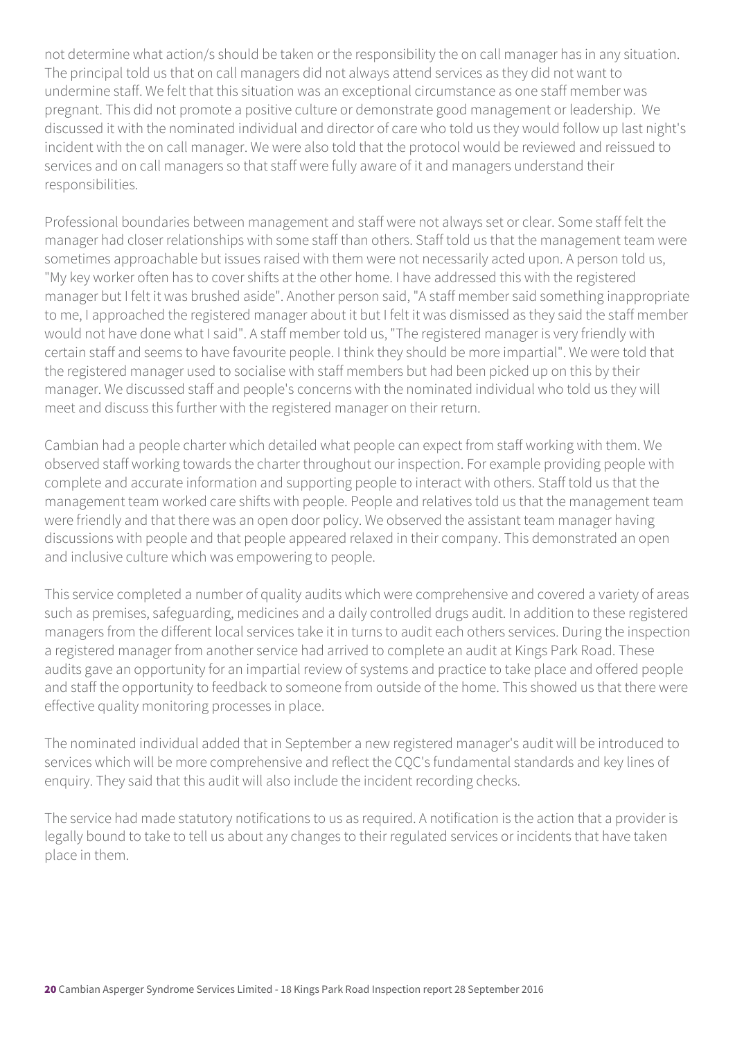not determine what action/s should be taken or the responsibility the on call manager has in any situation. The principal told us that on call managers did not always attend services as they did not want to undermine staff. We felt that this situation was an exceptional circumstance as one staff member was pregnant. This did not promote a positive culture or demonstrate good management or leadership. We discussed it with the nominated individual and director of care who told us they would follow up last night's incident with the on call manager. We were also told that the protocol would be reviewed and reissued to services and on call managers so that staff were fully aware of it and managers understand their responsibilities.

Professional boundaries between management and staff were not always set or clear. Some staff felt the manager had closer relationships with some staff than others. Staff told us that the management team were sometimes approachable but issues raised with them were not necessarily acted upon. A person told us, "My key worker often has to cover shifts at the other home. I have addressed this with the registered manager but I felt it was brushed aside". Another person said, "A staff member said something inappropriate to me, I approached the registered manager about it but I felt it was dismissed as they said the staff member would not have done what I said". A staff member told us, "The registered manager is very friendly with certain staff and seems to have favourite people. I think they should be more impartial". We were told that the registered manager used to socialise with staff members but had been picked up on this by their manager. We discussed staff and people's concerns with the nominated individual who told us they will meet and discuss this further with the registered manager on their return.

Cambian had a people charter which detailed what people can expect from staff working with them. We observed staff working towards the charter throughout our inspection. For example providing people with complete and accurate information and supporting people to interact with others. Staff told us that the management team worked care shifts with people. People and relatives told us that the management team were friendly and that there was an open door policy. We observed the assistant team manager having discussions with people and that people appeared relaxed in their company. This demonstrated an open and inclusive culture which was empowering to people.

This service completed a number of quality audits which were comprehensive and covered a variety of areas such as premises, safeguarding, medicines and a daily controlled drugs audit. In addition to these registered managers from the different local services take it in turns to audit each others services. During the inspection a registered manager from another service had arrived to complete an audit at Kings Park Road. These audits gave an opportunity for an impartial review of systems and practice to take place and offered people and staff the opportunity to feedback to someone from outside of the home. This showed us that there were effective quality monitoring processes in place.

The nominated individual added that in September a new registered manager's audit will be introduced to services which will be more comprehensive and reflect the CQC's fundamental standards and key lines of enquiry. They said that this audit will also include the incident recording checks.

The service had made statutory notifications to us as required. A notification is the action that a provider is legally bound to take to tell us about any changes to their regulated services or incidents that have taken place in them.